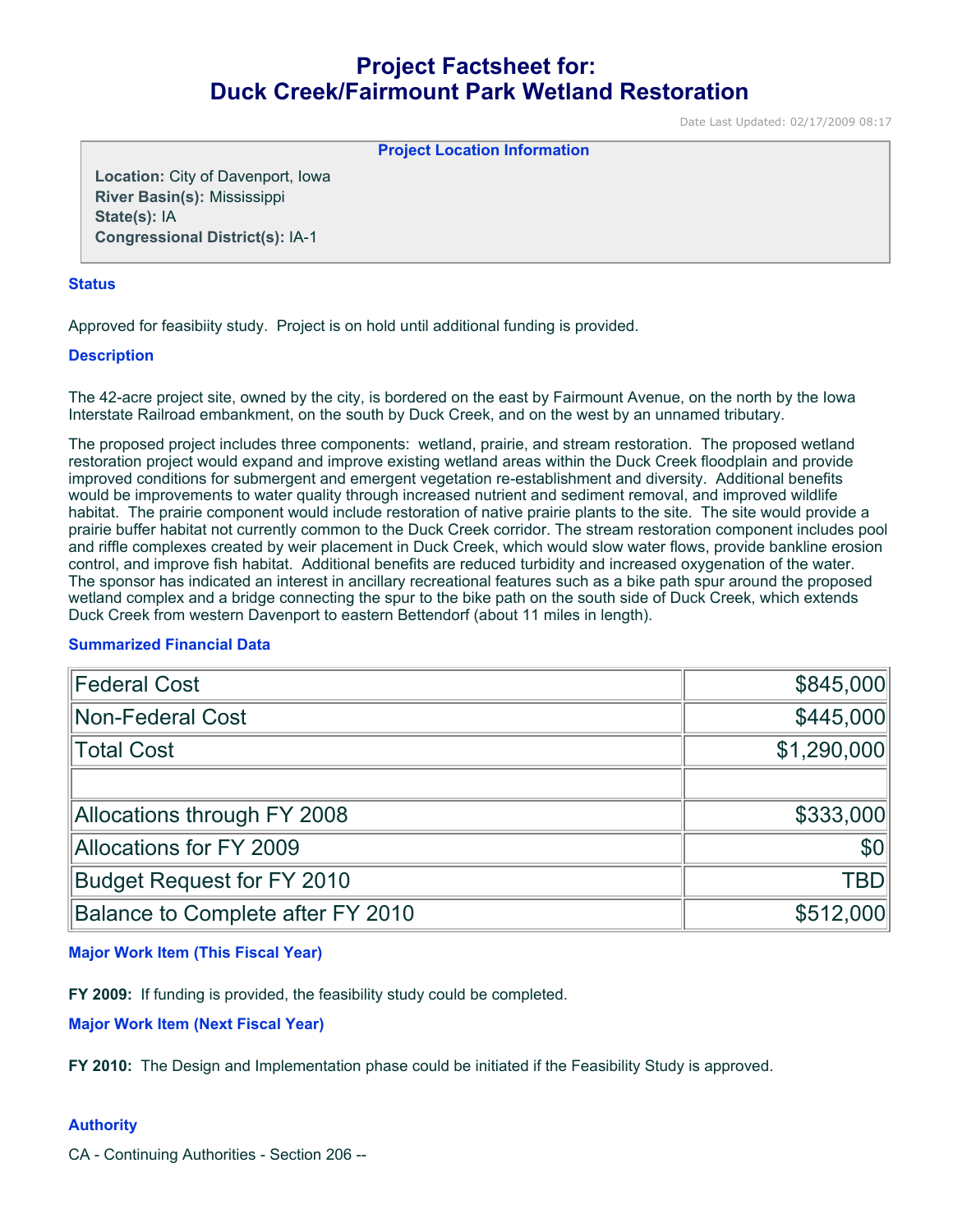# Project Factsheet for: Duck Creek/Fairmount Park Wetland Restoration

Date Last Updated: 02/17/2009 08:17

**Project Location Information**

**Location:** City of Davenport, Iowa
**River Basin(s):** Mississippi
**State(s):** IA
**Congressional District(s):** IA-1

## Status

Approved for feasibiity study. Project is on hold until additional funding is provided.

## Description

The 42-acre project site, owned by the city, is bordered on the east by Fairmount Avenue, on the north by the Iowa Interstate Railroad embankment, on the south by Duck Creek, and on the west by an unnamed tributary.

The proposed project includes three components: wetland, prairie, and stream restoration. The proposed wetland restoration project would expand and improve existing wetland areas within the Duck Creek floodplain and provide improved conditions for submergent and emergent vegetation re-establishment and diversity. Additional benefits would be improvements to water quality through increased nutrient and sediment removal, and improved wildlife habitat. The prairie component would include restoration of native prairie plants to the site. The site would provide a prairie buffer habitat not currently common to the Duck Creek corridor. The stream restoration component includes pool and riffle complexes created by weir placement in Duck Creek, which would slow water flows, provide bankline erosion control, and improve fish habitat. Additional benefits are reduced turbidity and increased oxygenation of the water. The sponsor has indicated an interest in ancillary recreational features such as a bike path spur around the proposed wetland complex and a bridge connecting the spur to the bike path on the south side of Duck Creek, which extends Duck Creek from western Davenport to eastern Bettendorf (about 11 miles in length).

## Summarized Financial Data

| | |
|---|---|
| Federal Cost | $845,000 |
| Non-Federal Cost | $445,000 |
| Total Cost | $1,290,000 |
| | |
| Allocations through FY 2008 | $333,000 |
| Allocations for FY 2009 | $0 |
| Budget Request for FY 2010 | TBD |
| Balance to Complete after FY 2010 | $512,000 |

## Major Work Item (This Fiscal Year)

**FY 2009:** If funding is provided, the feasibility study could be completed.

## Major Work Item (Next Fiscal Year)

**FY 2010:** The Design and Implementation phase could be initiated if the Feasibility Study is approved.

## Authority

CA - Continuing Authorities - Section 206 --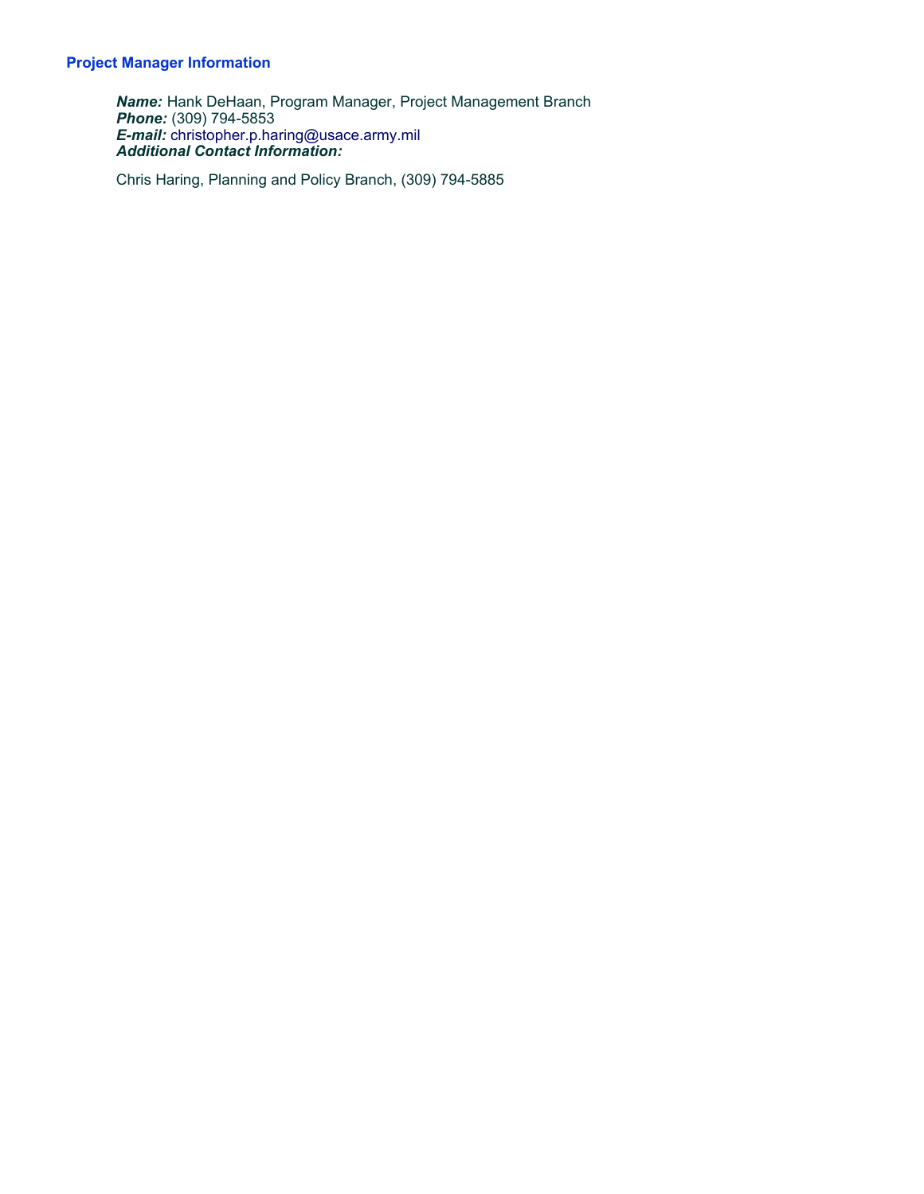### Project Manager Information

***Name:*** Hank DeHaan, Program Manager, Project Management Branch
***Phone:*** (309) 794-5853
***E-mail:*** christopher.p.haring@usace.army.mil
***Additional Contact Information:***

Chris Haring, Planning and Policy Branch, (309) 794-5885